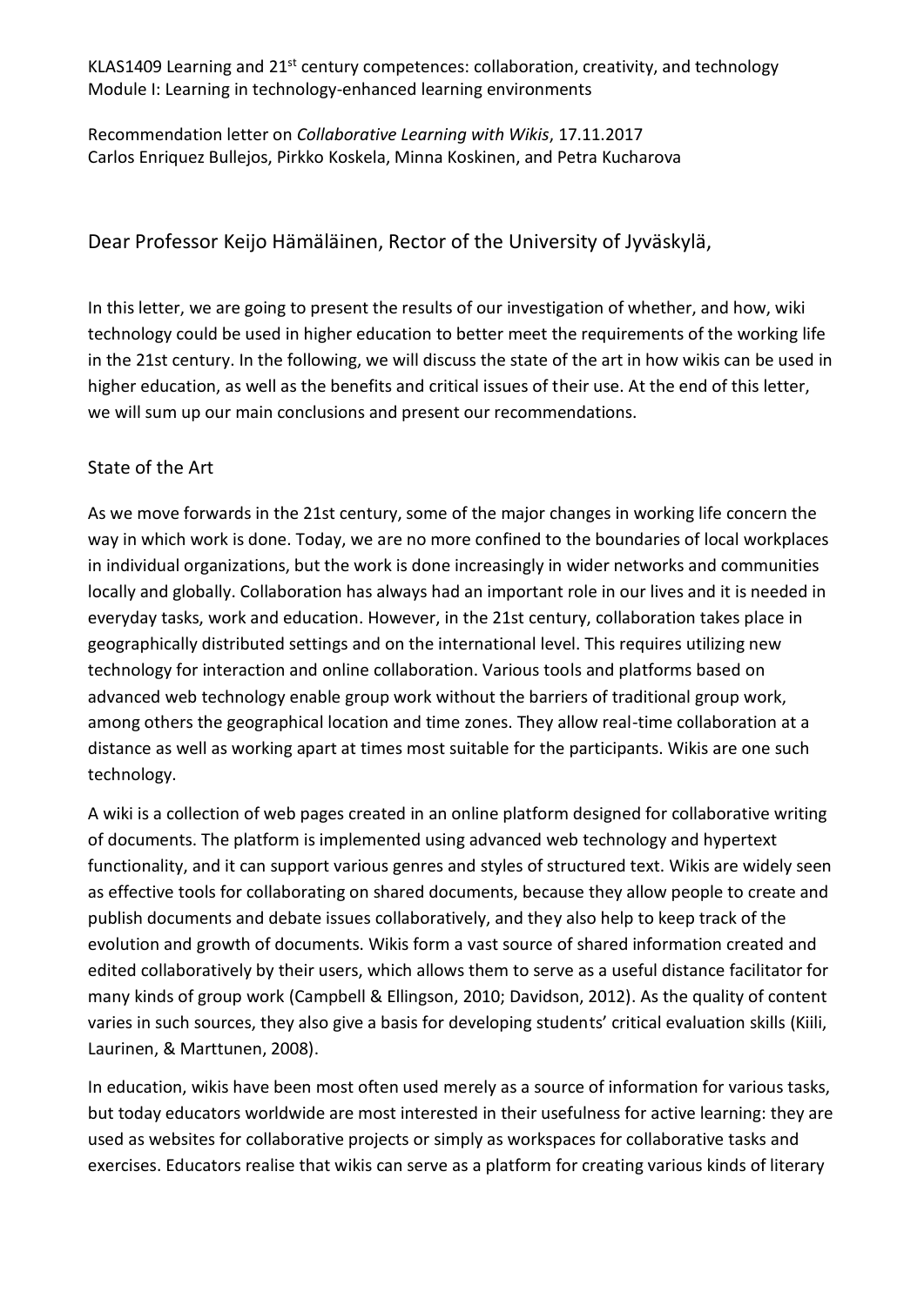KLAS1409 Learning and 21st century competences: collaboration, creativity, and technology
Module I: Learning in technology-enhanced learning environments

Recommendation letter on *Collaborative Learning with Wikis*, 17.11.2017
Carlos Enriquez Bullejos, Pirkko Koskela, Minna Koskinen, and Petra Kucharova

Dear Professor Keijo Hämäläinen, Rector of the University of Jyväskylä,

In this letter, we are going to present the results of our investigation of whether, and how, wiki technology could be used in higher education to better meet the requirements of the working life in the 21st century. In the following, we will discuss the state of the art in how wikis can be used in higher education, as well as the benefits and critical issues of their use. At the end of this letter, we will sum up our main conclusions and present our recommendations.

## State of the Art

As we move forwards in the 21st century, some of the major changes in working life concern the way in which work is done. Today, we are no more confined to the boundaries of local workplaces in individual organizations, but the work is done increasingly in wider networks and communities locally and globally. Collaboration has always had an important role in our lives and it is needed in everyday tasks, work and education. However, in the 21st century, collaboration takes place in geographically distributed settings and on the international level. This requires utilizing new technology for interaction and online collaboration. Various tools and platforms based on advanced web technology enable group work without the barriers of traditional group work, among others the geographical location and time zones. They allow real-time collaboration at a distance as well as working apart at times most suitable for the participants. Wikis are one such technology.

A wiki is a collection of web pages created in an online platform designed for collaborative writing of documents. The platform is implemented using advanced web technology and hypertext functionality, and it can support various genres and styles of structured text. Wikis are widely seen as effective tools for collaborating on shared documents, because they allow people to create and publish documents and debate issues collaboratively, and they also help to keep track of the evolution and growth of documents. Wikis form a vast source of shared information created and edited collaboratively by their users, which allows them to serve as a useful distance facilitator for many kinds of group work (Campbell & Ellingson, 2010; Davidson, 2012). As the quality of content varies in such sources, they also give a basis for developing students' critical evaluation skills (Kiili, Laurinen, & Marttunen, 2008).

In education, wikis have been most often used merely as a source of information for various tasks, but today educators worldwide are most interested in their usefulness for active learning: they are used as websites for collaborative projects or simply as workspaces for collaborative tasks and exercises. Educators realise that wikis can serve as a platform for creating various kinds of literary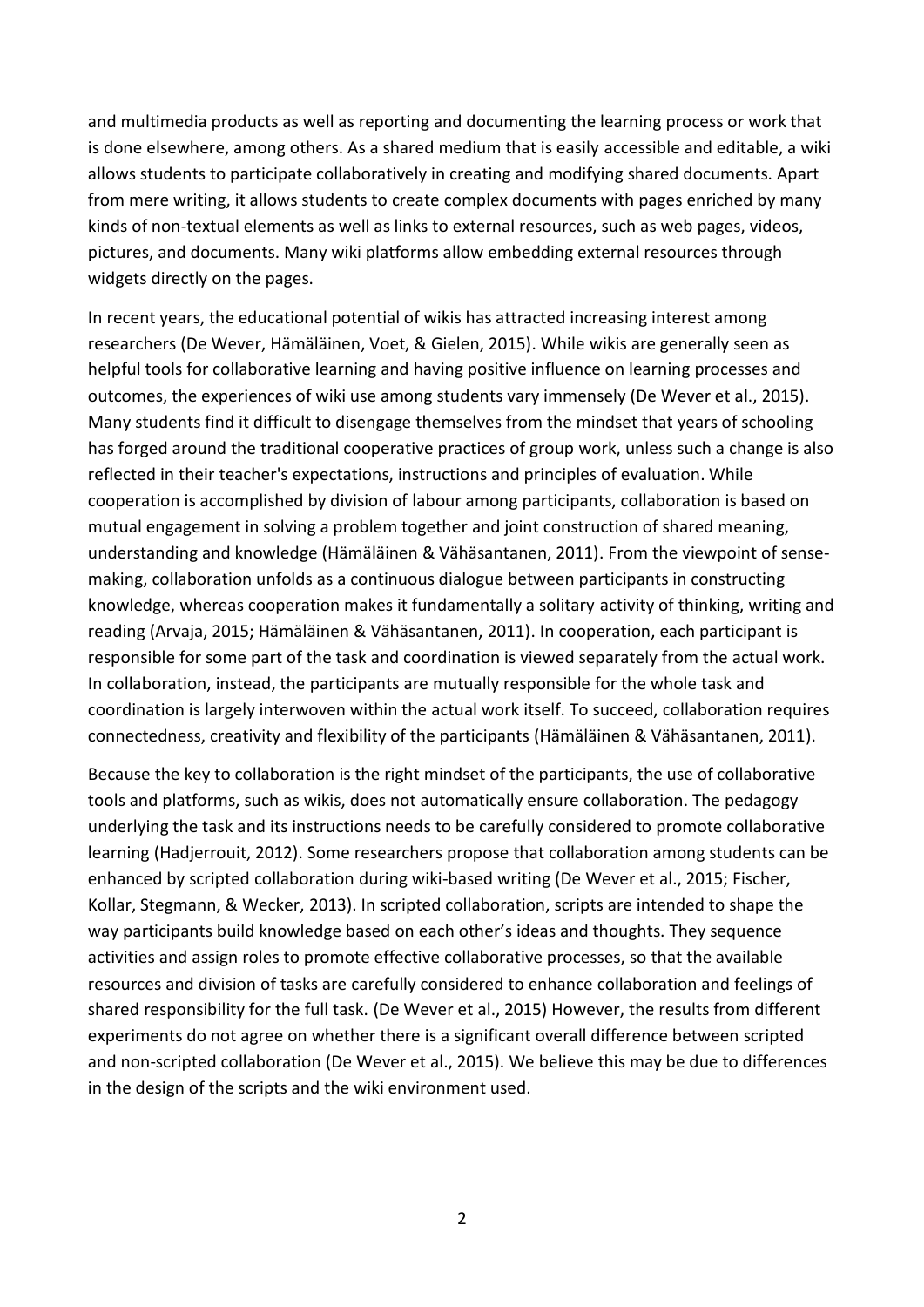and multimedia products as well as reporting and documenting the learning process or work that is done elsewhere, among others. As a shared medium that is easily accessible and editable, a wiki allows students to participate collaboratively in creating and modifying shared documents. Apart from mere writing, it allows students to create complex documents with pages enriched by many kinds of non-textual elements as well as links to external resources, such as web pages, videos, pictures, and documents. Many wiki platforms allow embedding external resources through widgets directly on the pages.

In recent years, the educational potential of wikis has attracted increasing interest among researchers (De Wever, Hämäläinen, Voet, & Gielen, 2015). While wikis are generally seen as helpful tools for collaborative learning and having positive influence on learning processes and outcomes, the experiences of wiki use among students vary immensely (De Wever et al., 2015). Many students find it difficult to disengage themselves from the mindset that years of schooling has forged around the traditional cooperative practices of group work, unless such a change is also reflected in their teacher's expectations, instructions and principles of evaluation. While cooperation is accomplished by division of labour among participants, collaboration is based on mutual engagement in solving a problem together and joint construction of shared meaning, understanding and knowledge (Hämäläinen & Vähäsantanen, 2011). From the viewpoint of sense-making, collaboration unfolds as a continuous dialogue between participants in constructing knowledge, whereas cooperation makes it fundamentally a solitary activity of thinking, writing and reading (Arvaja, 2015; Hämäläinen & Vähäsantanen, 2011). In cooperation, each participant is responsible for some part of the task and coordination is viewed separately from the actual work. In collaboration, instead, the participants are mutually responsible for the whole task and coordination is largely interwoven within the actual work itself. To succeed, collaboration requires connectedness, creativity and flexibility of the participants (Hämäläinen & Vähäsantanen, 2011).

Because the key to collaboration is the right mindset of the participants, the use of collaborative tools and platforms, such as wikis, does not automatically ensure collaboration. The pedagogy underlying the task and its instructions needs to be carefully considered to promote collaborative learning (Hadjerrouit, 2012). Some researchers propose that collaboration among students can be enhanced by scripted collaboration during wiki-based writing (De Wever et al., 2015; Fischer, Kollar, Stegmann, & Wecker, 2013). In scripted collaboration, scripts are intended to shape the way participants build knowledge based on each other's ideas and thoughts. They sequence activities and assign roles to promote effective collaborative processes, so that the available resources and division of tasks are carefully considered to enhance collaboration and feelings of shared responsibility for the full task. (De Wever et al., 2015) However, the results from different experiments do not agree on whether there is a significant overall difference between scripted and non-scripted collaboration (De Wever et al., 2015). We believe this may be due to differences in the design of the scripts and the wiki environment used.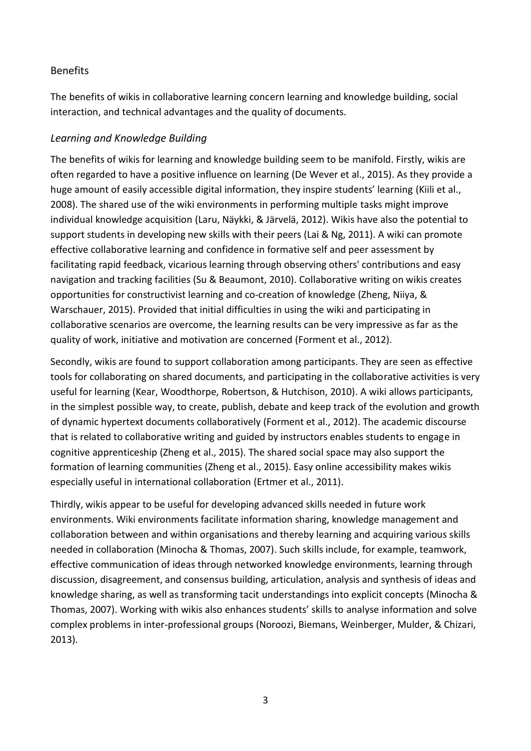## Benefits

The benefits of wikis in collaborative learning concern learning and knowledge building, social interaction, and technical advantages and the quality of documents.

### *Learning and Knowledge Building*

The benefits of wikis for learning and knowledge building seem to be manifold. Firstly, wikis are often regarded to have a positive influence on learning (De Wever et al., 2015). As they provide a huge amount of easily accessible digital information, they inspire students' learning (Kiili et al., 2008). The shared use of the wiki environments in performing multiple tasks might improve individual knowledge acquisition (Laru, Näykki, & Järvelä, 2012). Wikis have also the potential to support students in developing new skills with their peers (Lai & Ng, 2011). A wiki can promote effective collaborative learning and confidence in formative self and peer assessment by facilitating rapid feedback, vicarious learning through observing others' contributions and easy navigation and tracking facilities (Su & Beaumont, 2010). Collaborative writing on wikis creates opportunities for constructivist learning and co-creation of knowledge (Zheng, Niiya, & Warschauer, 2015). Provided that initial difficulties in using the wiki and participating in collaborative scenarios are overcome, the learning results can be very impressive as far as the quality of work, initiative and motivation are concerned (Forment et al., 2012).

Secondly, wikis are found to support collaboration among participants. They are seen as effective tools for collaborating on shared documents, and participating in the collaborative activities is very useful for learning (Kear, Woodthorpe, Robertson, & Hutchison, 2010). A wiki allows participants, in the simplest possible way, to create, publish, debate and keep track of the evolution and growth of dynamic hypertext documents collaboratively (Forment et al., 2012). The academic discourse that is related to collaborative writing and guided by instructors enables students to engage in cognitive apprenticeship (Zheng et al., 2015). The shared social space may also support the formation of learning communities (Zheng et al., 2015). Easy online accessibility makes wikis especially useful in international collaboration (Ertmer et al., 2011).

Thirdly, wikis appear to be useful for developing advanced skills needed in future work environments. Wiki environments facilitate information sharing, knowledge management and collaboration between and within organisations and thereby learning and acquiring various skills needed in collaboration (Minocha & Thomas, 2007). Such skills include, for example, teamwork, effective communication of ideas through networked knowledge environments, learning through discussion, disagreement, and consensus building, articulation, analysis and synthesis of ideas and knowledge sharing, as well as transforming tacit understandings into explicit concepts (Minocha & Thomas, 2007). Working with wikis also enhances students' skills to analyse information and solve complex problems in inter-professional groups (Noroozi, Biemans, Weinberger, Mulder, & Chizari, 2013).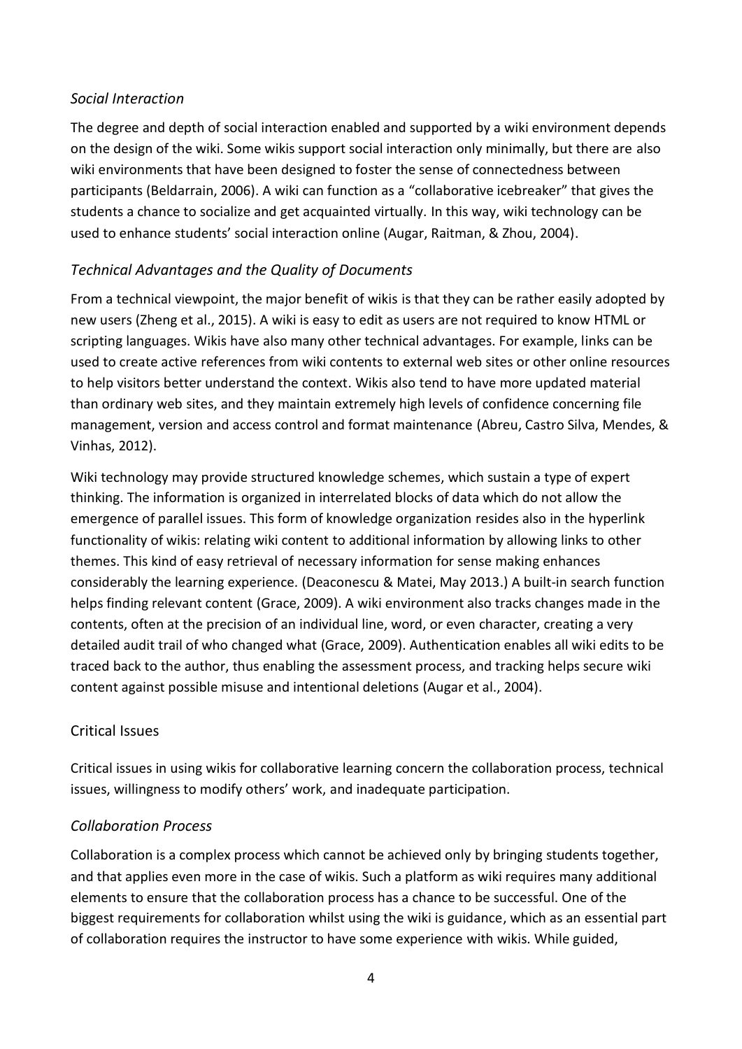### *Social Interaction*

The degree and depth of social interaction enabled and supported by a wiki environment depends on the design of the wiki. Some wikis support social interaction only minimally, but there are also wiki environments that have been designed to foster the sense of connectedness between participants (Beldarrain, 2006). A wiki can function as a "collaborative icebreaker" that gives the students a chance to socialize and get acquainted virtually. In this way, wiki technology can be used to enhance students' social interaction online (Augar, Raitman, & Zhou, 2004).

### *Technical Advantages and the Quality of Documents*

From a technical viewpoint, the major benefit of wikis is that they can be rather easily adopted by new users (Zheng et al., 2015). A wiki is easy to edit as users are not required to know HTML or scripting languages. Wikis have also many other technical advantages. For example, links can be used to create active references from wiki contents to external web sites or other online resources to help visitors better understand the context. Wikis also tend to have more updated material than ordinary web sites, and they maintain extremely high levels of confidence concerning file management, version and access control and format maintenance (Abreu, Castro Silva, Mendes, & Vinhas, 2012).

Wiki technology may provide structured knowledge schemes, which sustain a type of expert thinking. The information is organized in interrelated blocks of data which do not allow the emergence of parallel issues. This form of knowledge organization resides also in the hyperlink functionality of wikis: relating wiki content to additional information by allowing links to other themes. This kind of easy retrieval of necessary information for sense making enhances considerably the learning experience. (Deaconescu & Matei, May 2013.) A built-in search function helps finding relevant content (Grace, 2009). A wiki environment also tracks changes made in the contents, often at the precision of an individual line, word, or even character, creating a very detailed audit trail of who changed what (Grace, 2009). Authentication enables all wiki edits to be traced back to the author, thus enabling the assessment process, and tracking helps secure wiki content against possible misuse and intentional deletions (Augar et al., 2004).

## Critical Issues

Critical issues in using wikis for collaborative learning concern the collaboration process, technical issues, willingness to modify others' work, and inadequate participation.

### *Collaboration Process*

Collaboration is a complex process which cannot be achieved only by bringing students together, and that applies even more in the case of wikis. Such a platform as wiki requires many additional elements to ensure that the collaboration process has a chance to be successful. One of the biggest requirements for collaboration whilst using the wiki is guidance, which as an essential part of collaboration requires the instructor to have some experience with wikis. While guided,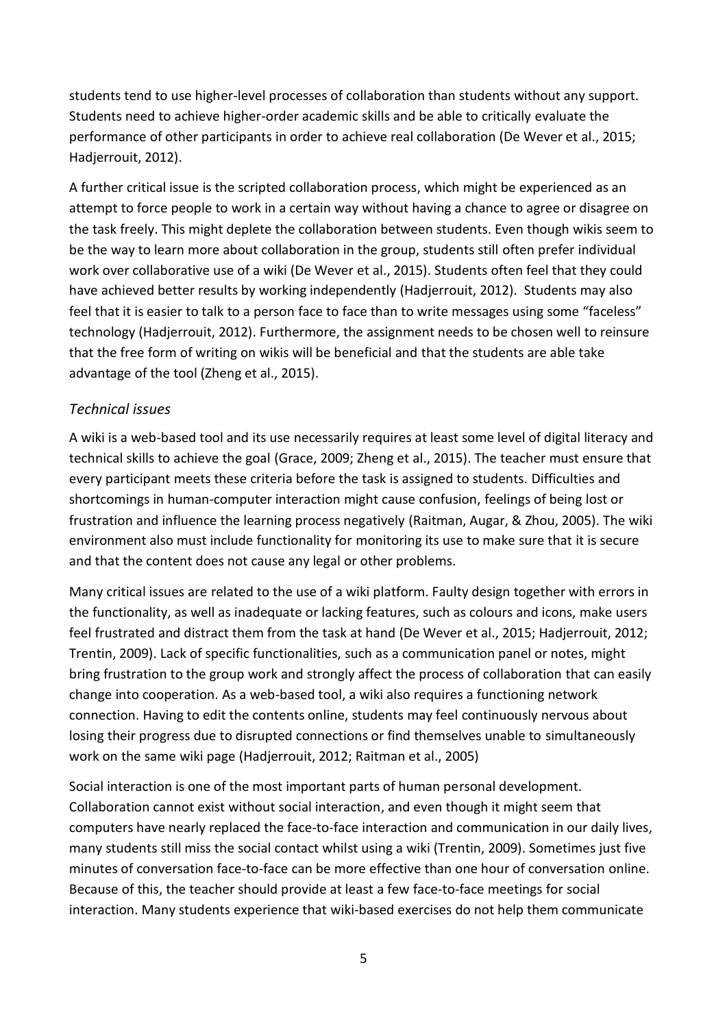students tend to use higher-level processes of collaboration than students without any support. Students need to achieve higher-order academic skills and be able to critically evaluate the performance of other participants in order to achieve real collaboration (De Wever et al., 2015; Hadjerrouit, 2012).

A further critical issue is the scripted collaboration process, which might be experienced as an attempt to force people to work in a certain way without having a chance to agree or disagree on the task freely. This might deplete the collaboration between students. Even though wikis seem to be the way to learn more about collaboration in the group, students still often prefer individual work over collaborative use of a wiki (De Wever et al., 2015). Students often feel that they could have achieved better results by working independently (Hadjerrouit, 2012). Students may also feel that it is easier to talk to a person face to face than to write messages using some "faceless" technology (Hadjerrouit, 2012). Furthermore, the assignment needs to be chosen well to reinsure that the free form of writing on wikis will be beneficial and that the students are able take advantage of the tool (Zheng et al., 2015).

### *Technical issues*

A wiki is a web-based tool and its use necessarily requires at least some level of digital literacy and technical skills to achieve the goal (Grace, 2009; Zheng et al., 2015). The teacher must ensure that every participant meets these criteria before the task is assigned to students. Difficulties and shortcomings in human-computer interaction might cause confusion, feelings of being lost or frustration and influence the learning process negatively (Raitman, Augar, & Zhou, 2005). The wiki environment also must include functionality for monitoring its use to make sure that it is secure and that the content does not cause any legal or other problems.

Many critical issues are related to the use of a wiki platform. Faulty design together with errors in the functionality, as well as inadequate or lacking features, such as colours and icons, make users feel frustrated and distract them from the task at hand (De Wever et al., 2015; Hadjerrouit, 2012; Trentin, 2009). Lack of specific functionalities, such as a communication panel or notes, might bring frustration to the group work and strongly affect the process of collaboration that can easily change into cooperation. As a web-based tool, a wiki also requires a functioning network connection. Having to edit the contents online, students may feel continuously nervous about losing their progress due to disrupted connections or find themselves unable to simultaneously work on the same wiki page (Hadjerrouit, 2012; Raitman et al., 2005)

Social interaction is one of the most important parts of human personal development. Collaboration cannot exist without social interaction, and even though it might seem that computers have nearly replaced the face-to-face interaction and communication in our daily lives, many students still miss the social contact whilst using a wiki (Trentin, 2009). Sometimes just five minutes of conversation face-to-face can be more effective than one hour of conversation online. Because of this, the teacher should provide at least a few face-to-face meetings for social interaction. Many students experience that wiki-based exercises do not help them communicate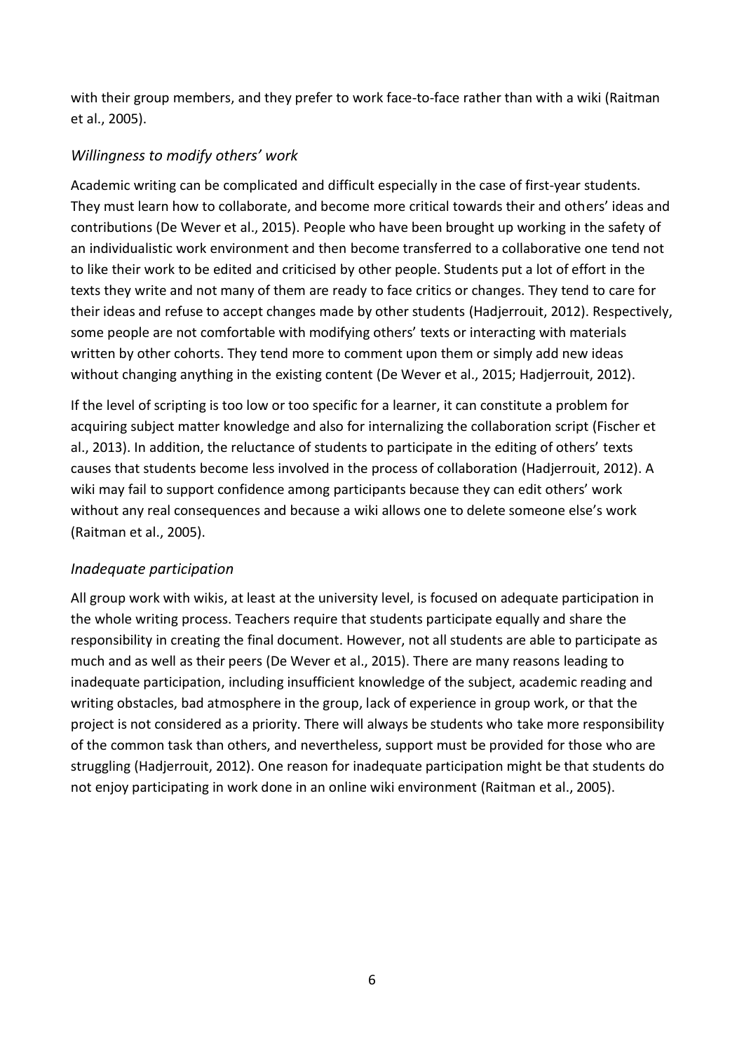with their group members, and they prefer to work face-to-face rather than with a wiki (Raitman et al., 2005).

### *Willingness to modify others' work*

Academic writing can be complicated and difficult especially in the case of first-year students. They must learn how to collaborate, and become more critical towards their and others' ideas and contributions (De Wever et al., 2015). People who have been brought up working in the safety of an individualistic work environment and then become transferred to a collaborative one tend not to like their work to be edited and criticised by other people. Students put a lot of effort in the texts they write and not many of them are ready to face critics or changes. They tend to care for their ideas and refuse to accept changes made by other students (Hadjerrouit, 2012). Respectively, some people are not comfortable with modifying others' texts or interacting with materials written by other cohorts. They tend more to comment upon them or simply add new ideas without changing anything in the existing content (De Wever et al., 2015; Hadjerrouit, 2012).

If the level of scripting is too low or too specific for a learner, it can constitute a problem for acquiring subject matter knowledge and also for internalizing the collaboration script (Fischer et al., 2013). In addition, the reluctance of students to participate in the editing of others' texts causes that students become less involved in the process of collaboration (Hadjerrouit, 2012). A wiki may fail to support confidence among participants because they can edit others' work without any real consequences and because a wiki allows one to delete someone else's work (Raitman et al., 2005).

### *Inadequate participation*

All group work with wikis, at least at the university level, is focused on adequate participation in the whole writing process. Teachers require that students participate equally and share the responsibility in creating the final document. However, not all students are able to participate as much and as well as their peers (De Wever et al., 2015). There are many reasons leading to inadequate participation, including insufficient knowledge of the subject, academic reading and writing obstacles, bad atmosphere in the group, lack of experience in group work, or that the project is not considered as a priority. There will always be students who take more responsibility of the common task than others, and nevertheless, support must be provided for those who are struggling (Hadjerrouit, 2012). One reason for inadequate participation might be that students do not enjoy participating in work done in an online wiki environment (Raitman et al., 2005).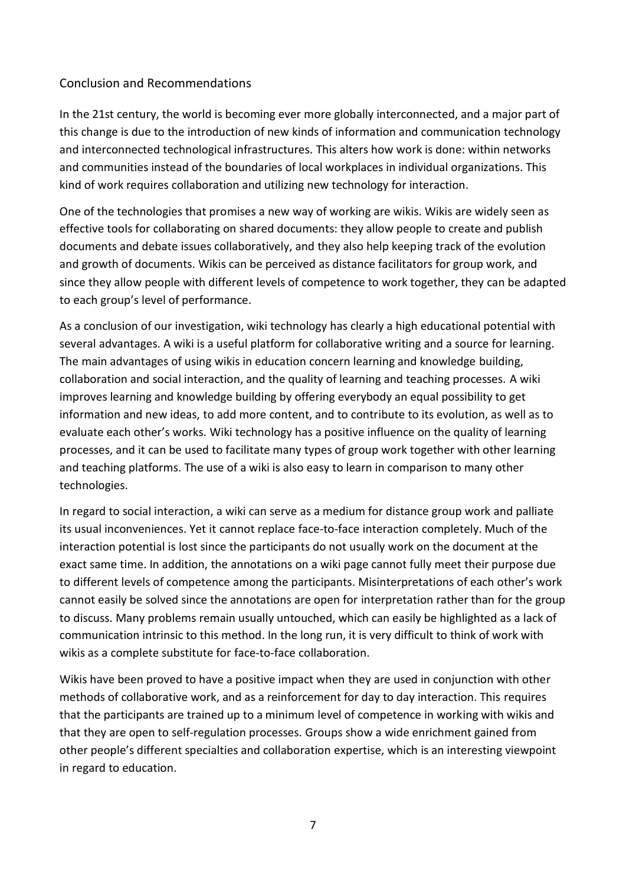## Conclusion and Recommendations

In the 21st century, the world is becoming ever more globally interconnected, and a major part of this change is due to the introduction of new kinds of information and communication technology and interconnected technological infrastructures. This alters how work is done: within networks and communities instead of the boundaries of local workplaces in individual organizations. This kind of work requires collaboration and utilizing new technology for interaction.

One of the technologies that promises a new way of working are wikis. Wikis are widely seen as effective tools for collaborating on shared documents: they allow people to create and publish documents and debate issues collaboratively, and they also help keeping track of the evolution and growth of documents. Wikis can be perceived as distance facilitators for group work, and since they allow people with different levels of competence to work together, they can be adapted to each group's level of performance.

As a conclusion of our investigation, wiki technology has clearly a high educational potential with several advantages. A wiki is a useful platform for collaborative writing and a source for learning. The main advantages of using wikis in education concern learning and knowledge building, collaboration and social interaction, and the quality of learning and teaching processes. A wiki improves learning and knowledge building by offering everybody an equal possibility to get information and new ideas, to add more content, and to contribute to its evolution, as well as to evaluate each other's works. Wiki technology has a positive influence on the quality of learning processes, and it can be used to facilitate many types of group work together with other learning and teaching platforms. The use of a wiki is also easy to learn in comparison to many other technologies.

In regard to social interaction, a wiki can serve as a medium for distance group work and palliate its usual inconveniences. Yet it cannot replace face-to-face interaction completely. Much of the interaction potential is lost since the participants do not usually work on the document at the exact same time. In addition, the annotations on a wiki page cannot fully meet their purpose due to different levels of competence among the participants. Misinterpretations of each other's work cannot easily be solved since the annotations are open for interpretation rather than for the group to discuss. Many problems remain usually untouched, which can easily be highlighted as a lack of communication intrinsic to this method. In the long run, it is very difficult to think of work with wikis as a complete substitute for face-to-face collaboration.

Wikis have been proved to have a positive impact when they are used in conjunction with other methods of collaborative work, and as a reinforcement for day to day interaction. This requires that the participants are trained up to a minimum level of competence in working with wikis and that they are open to self-regulation processes. Groups show a wide enrichment gained from other people's different specialties and collaboration expertise, which is an interesting viewpoint in regard to education.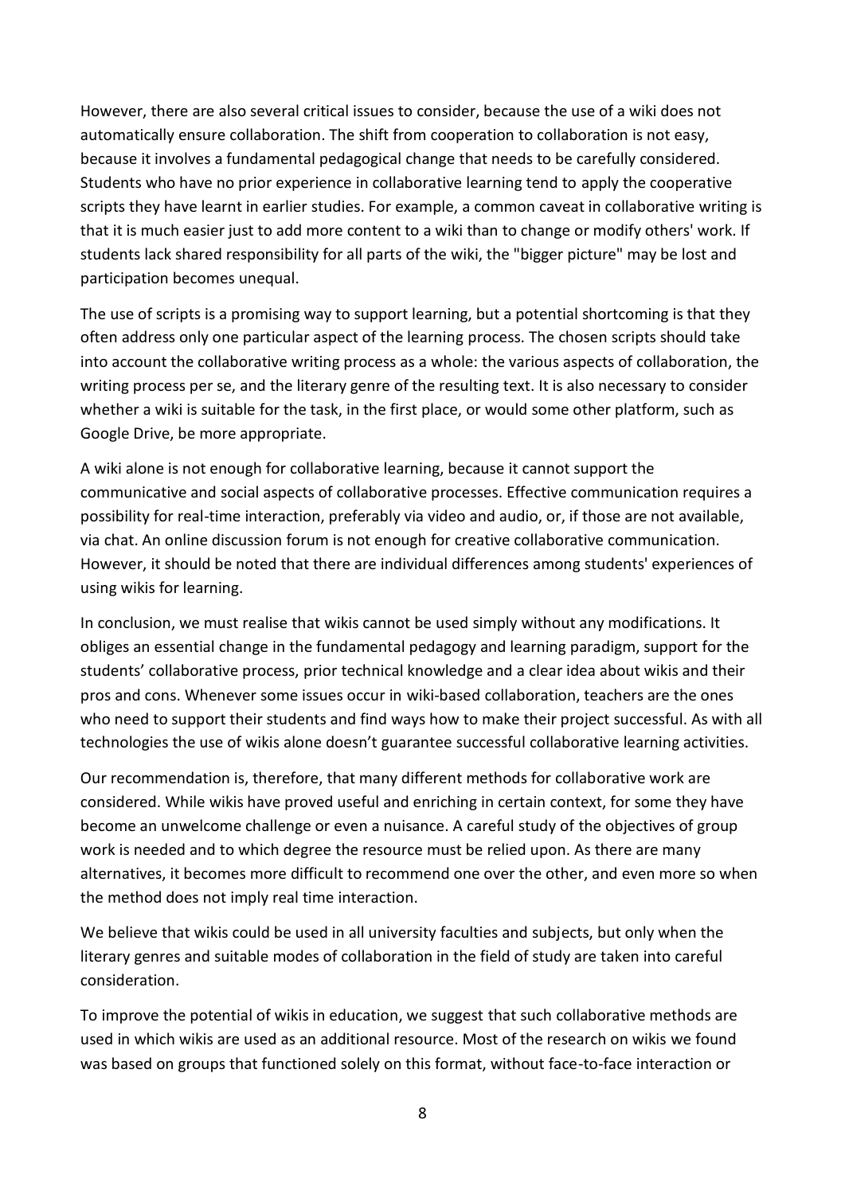However, there are also several critical issues to consider, because the use of a wiki does not automatically ensure collaboration. The shift from cooperation to collaboration is not easy, because it involves a fundamental pedagogical change that needs to be carefully considered. Students who have no prior experience in collaborative learning tend to apply the cooperative scripts they have learnt in earlier studies. For example, a common caveat in collaborative writing is that it is much easier just to add more content to a wiki than to change or modify others' work. If students lack shared responsibility for all parts of the wiki, the "bigger picture" may be lost and participation becomes unequal.

The use of scripts is a promising way to support learning, but a potential shortcoming is that they often address only one particular aspect of the learning process. The chosen scripts should take into account the collaborative writing process as a whole: the various aspects of collaboration, the writing process per se, and the literary genre of the resulting text. It is also necessary to consider whether a wiki is suitable for the task, in the first place, or would some other platform, such as Google Drive, be more appropriate.

A wiki alone is not enough for collaborative learning, because it cannot support the communicative and social aspects of collaborative processes. Effective communication requires a possibility for real-time interaction, preferably via video and audio, or, if those are not available, via chat. An online discussion forum is not enough for creative collaborative communication. However, it should be noted that there are individual differences among students' experiences of using wikis for learning.

In conclusion, we must realise that wikis cannot be used simply without any modifications. It obliges an essential change in the fundamental pedagogy and learning paradigm, support for the students' collaborative process, prior technical knowledge and a clear idea about wikis and their pros and cons. Whenever some issues occur in wiki-based collaboration, teachers are the ones who need to support their students and find ways how to make their project successful. As with all technologies the use of wikis alone doesn't guarantee successful collaborative learning activities.

Our recommendation is, therefore, that many different methods for collaborative work are considered. While wikis have proved useful and enriching in certain context, for some they have become an unwelcome challenge or even a nuisance. A careful study of the objectives of group work is needed and to which degree the resource must be relied upon. As there are many alternatives, it becomes more difficult to recommend one over the other, and even more so when the method does not imply real time interaction.

We believe that wikis could be used in all university faculties and subjects, but only when the literary genres and suitable modes of collaboration in the field of study are taken into careful consideration.

To improve the potential of wikis in education, we suggest that such collaborative methods are used in which wikis are used as an additional resource. Most of the research on wikis we found was based on groups that functioned solely on this format, without face-to-face interaction or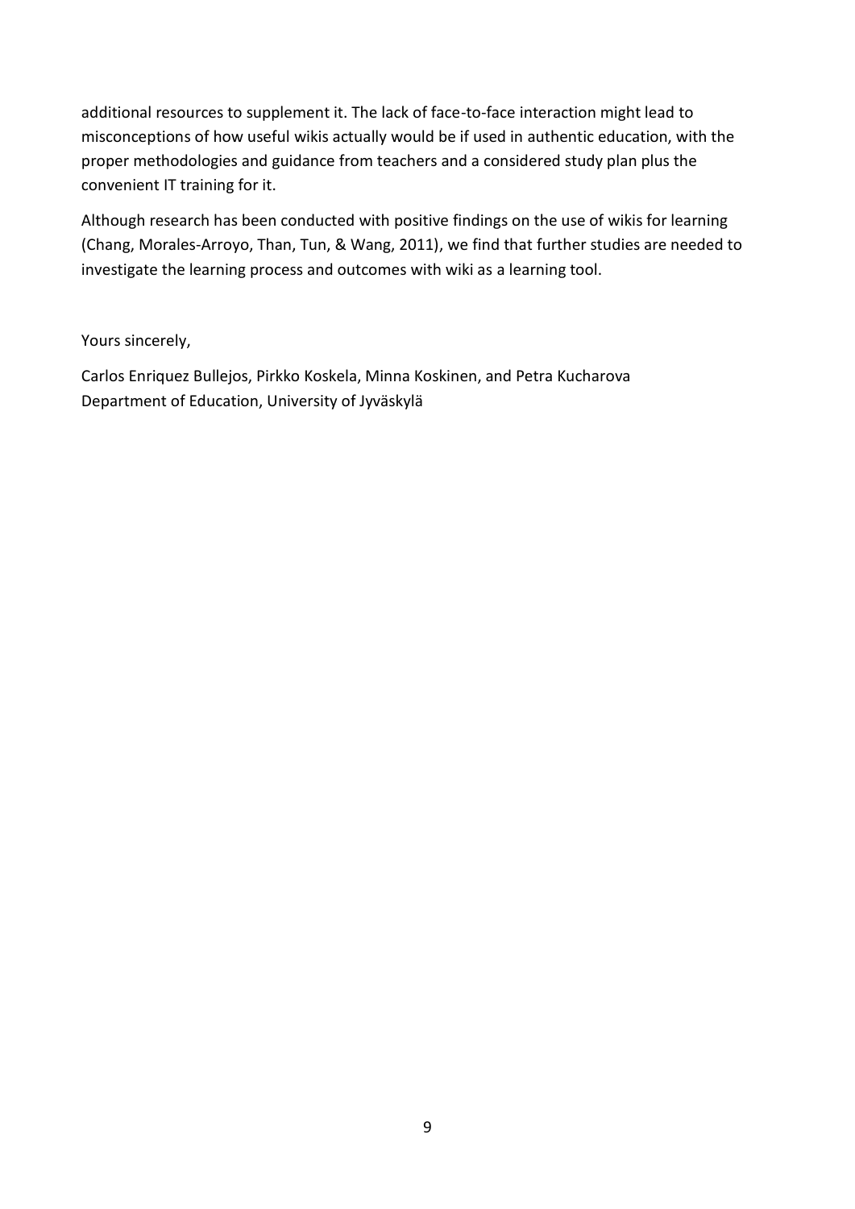additional resources to supplement it. The lack of face-to-face interaction might lead to misconceptions of how useful wikis actually would be if used in authentic education, with the proper methodologies and guidance from teachers and a considered study plan plus the convenient IT training for it.

Although research has been conducted with positive findings on the use of wikis for learning (Chang, Morales-Arroyo, Than, Tun, & Wang, 2011), we find that further studies are needed to investigate the learning process and outcomes with wiki as a learning tool.

Yours sincerely,

Carlos Enriquez Bullejos, Pirkko Koskela, Minna Koskinen, and Petra Kucharova
Department of Education, University of Jyväskylä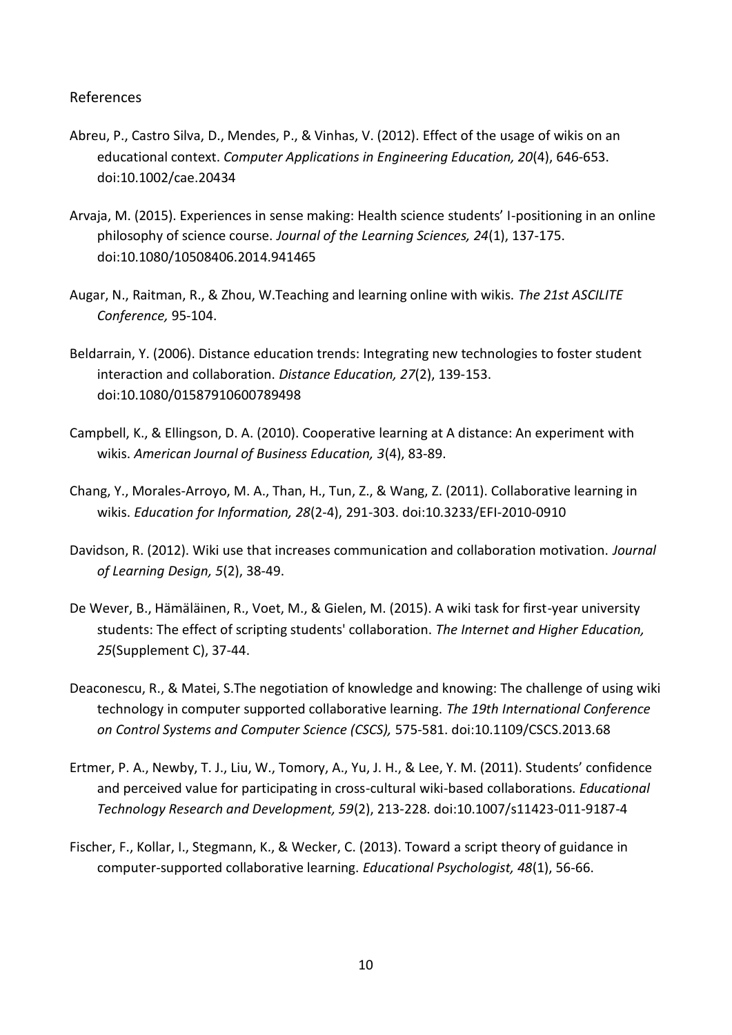## References

Abreu, P., Castro Silva, D., Mendes, P., & Vinhas, V. (2012). Effect of the usage of wikis on an educational context. *Computer Applications in Engineering Education, 20*(4), 646-653. doi:10.1002/cae.20434

Arvaja, M. (2015). Experiences in sense making: Health science students' I-positioning in an online philosophy of science course. *Journal of the Learning Sciences, 24*(1), 137-175. doi:10.1080/10508406.2014.941465

Augar, N., Raitman, R., & Zhou, W.Teaching and learning online with wikis. *The 21st ASCILITE Conference,* 95-104.

Beldarrain, Y. (2006). Distance education trends: Integrating new technologies to foster student interaction and collaboration. *Distance Education, 27*(2), 139-153. doi:10.1080/01587910600789498

Campbell, K., & Ellingson, D. A. (2010). Cooperative learning at A distance: An experiment with wikis. *American Journal of Business Education, 3*(4), 83-89.

Chang, Y., Morales-Arroyo, M. A., Than, H., Tun, Z., & Wang, Z. (2011). Collaborative learning in wikis. *Education for Information, 28*(2-4), 291-303. doi:10.3233/EFI-2010-0910

Davidson, R. (2012). Wiki use that increases communication and collaboration motivation. *Journal of Learning Design, 5*(2), 38-49.

De Wever, B., Hämäläinen, R., Voet, M., & Gielen, M. (2015). A wiki task for first-year university students: The effect of scripting students' collaboration. *The Internet and Higher Education, 25*(Supplement C), 37-44.

Deaconescu, R., & Matei, S.The negotiation of knowledge and knowing: The challenge of using wiki technology in computer supported collaborative learning. *The 19th International Conference on Control Systems and Computer Science (CSCS),* 575-581. doi:10.1109/CSCS.2013.68

Ertmer, P. A., Newby, T. J., Liu, W., Tomory, A., Yu, J. H., & Lee, Y. M. (2011). Students' confidence and perceived value for participating in cross-cultural wiki-based collaborations. *Educational Technology Research and Development, 59*(2), 213-228. doi:10.1007/s11423-011-9187-4

Fischer, F., Kollar, I., Stegmann, K., & Wecker, C. (2013). Toward a script theory of guidance in computer-supported collaborative learning. *Educational Psychologist, 48*(1), 56-66.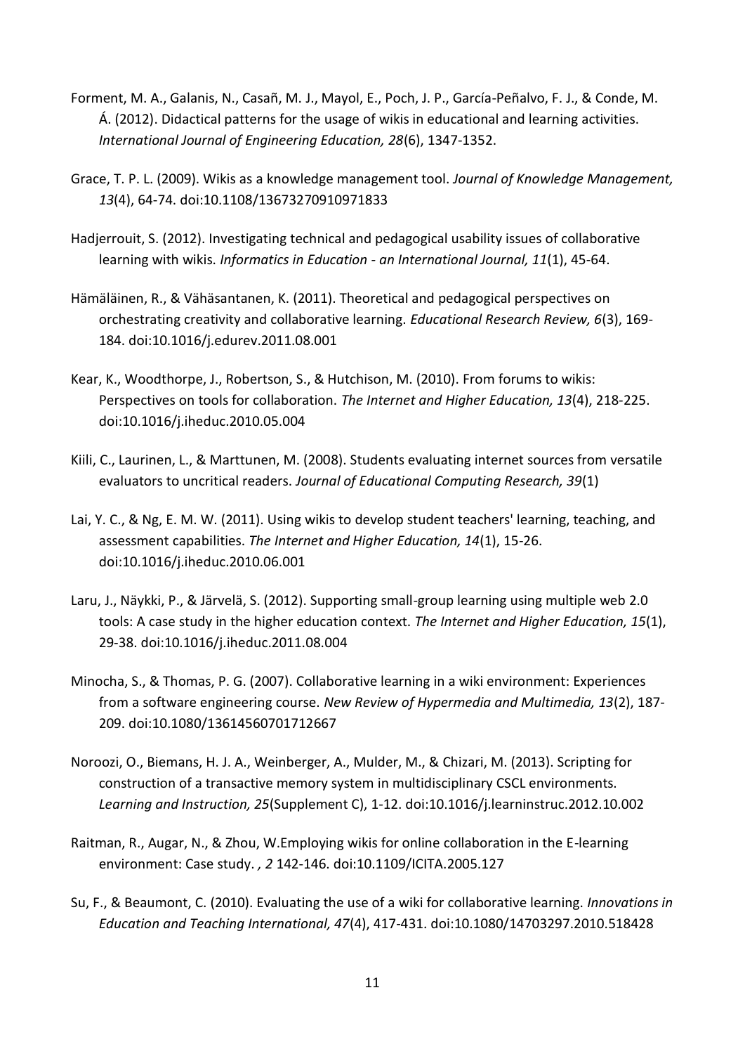Forment, M. A., Galanis, N., Casañ, M. J., Mayol, E., Poch, J. P., García-Peñalvo, F. J., & Conde, M. Á. (2012). Didactical patterns for the usage of wikis in educational and learning activities. *International Journal of Engineering Education, 28*(6), 1347-1352.

Grace, T. P. L. (2009). Wikis as a knowledge management tool. *Journal of Knowledge Management, 13*(4), 64-74. doi:10.1108/13673270910971833

Hadjerrouit, S. (2012). Investigating technical and pedagogical usability issues of collaborative learning with wikis. *Informatics in Education - an International Journal, 11*(1), 45-64.

Hämäläinen, R., & Vähäsantanen, K. (2011). Theoretical and pedagogical perspectives on orchestrating creativity and collaborative learning. *Educational Research Review, 6*(3), 169-184. doi:10.1016/j.edurev.2011.08.001

Kear, K., Woodthorpe, J., Robertson, S., & Hutchison, M. (2010). From forums to wikis: Perspectives on tools for collaboration. *The Internet and Higher Education, 13*(4), 218-225. doi:10.1016/j.iheduc.2010.05.004

Kiili, C., Laurinen, L., & Marttunen, M. (2008). Students evaluating internet sources from versatile evaluators to uncritical readers. *Journal of Educational Computing Research, 39*(1)

Lai, Y. C., & Ng, E. M. W. (2011). Using wikis to develop student teachers' learning, teaching, and assessment capabilities. *The Internet and Higher Education, 14*(1), 15-26. doi:10.1016/j.iheduc.2010.06.001

Laru, J., Näykki, P., & Järvelä, S. (2012). Supporting small-group learning using multiple web 2.0 tools: A case study in the higher education context. *The Internet and Higher Education, 15*(1), 29-38. doi:10.1016/j.iheduc.2011.08.004

Minocha, S., & Thomas, P. G. (2007). Collaborative learning in a wiki environment: Experiences from a software engineering course. *New Review of Hypermedia and Multimedia, 13*(2), 187-209. doi:10.1080/13614560701712667

Noroozi, O., Biemans, H. J. A., Weinberger, A., Mulder, M., & Chizari, M. (2013). Scripting for construction of a transactive memory system in multidisciplinary CSCL environments. *Learning and Instruction, 25*(Supplement C), 1-12. doi:10.1016/j.learninstruc.2012.10.002

Raitman, R., Augar, N., & Zhou, W.Employing wikis for online collaboration in the E-learning environment: Case study. *, 2* 142-146. doi:10.1109/ICITA.2005.127

Su, F., & Beaumont, C. (2010). Evaluating the use of a wiki for collaborative learning. *Innovations in Education and Teaching International, 47*(4), 417-431. doi:10.1080/14703297.2010.518428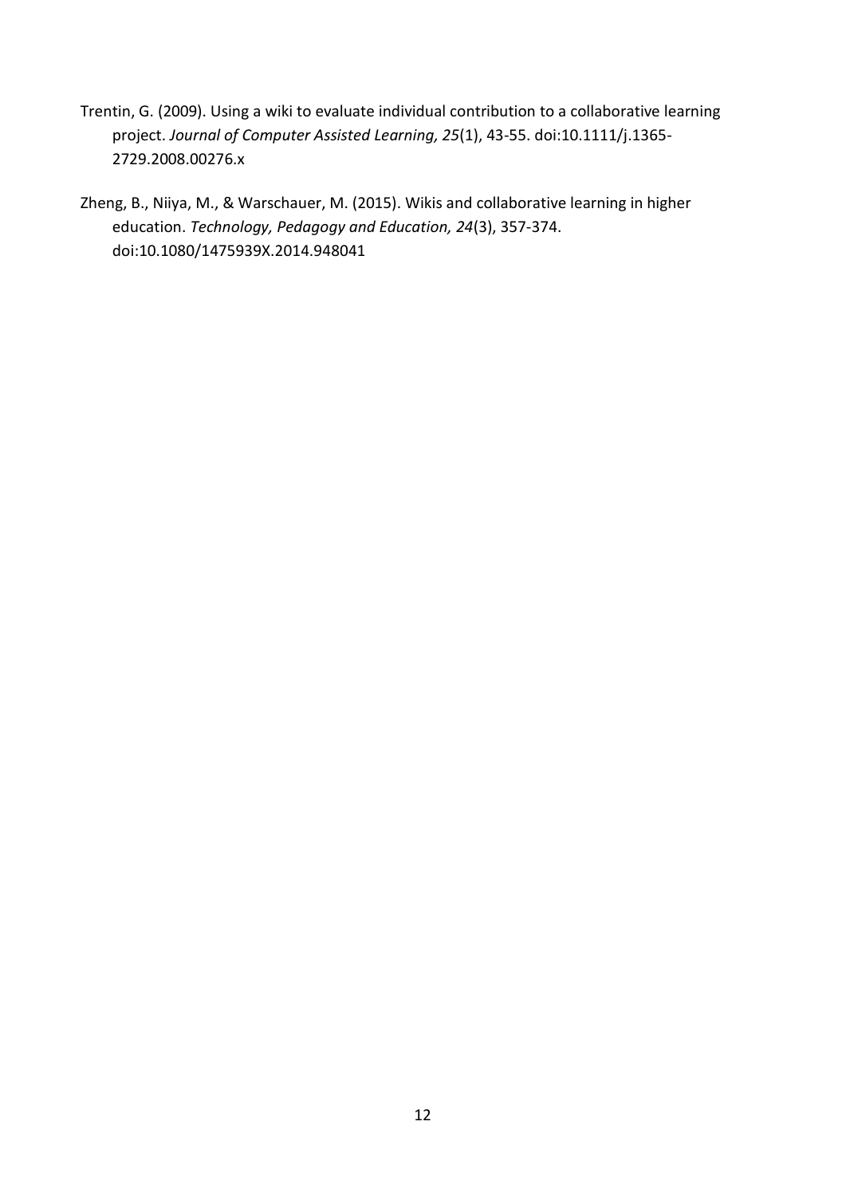Trentin, G. (2009). Using a wiki to evaluate individual contribution to a collaborative learning project. *Journal of Computer Assisted Learning, 25*(1), 43-55. doi:10.1111/j.1365-2729.2008.00276.x

Zheng, B., Niiya, M., & Warschauer, M. (2015). Wikis and collaborative learning in higher education. *Technology, Pedagogy and Education, 24*(3), 357-374. doi:10.1080/1475939X.2014.948041